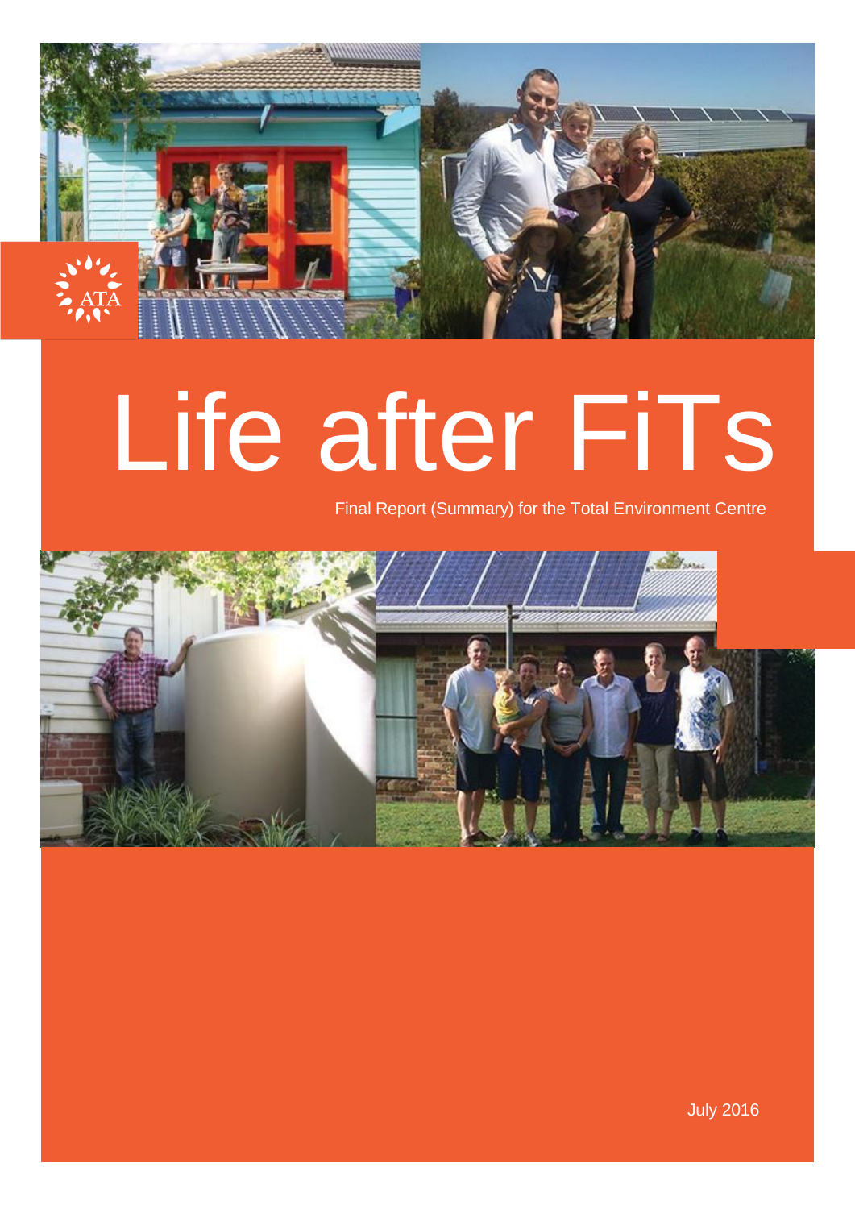ATA

# Life after FiTs

Final Report (Summary) for the Total Environment Centre

July 2016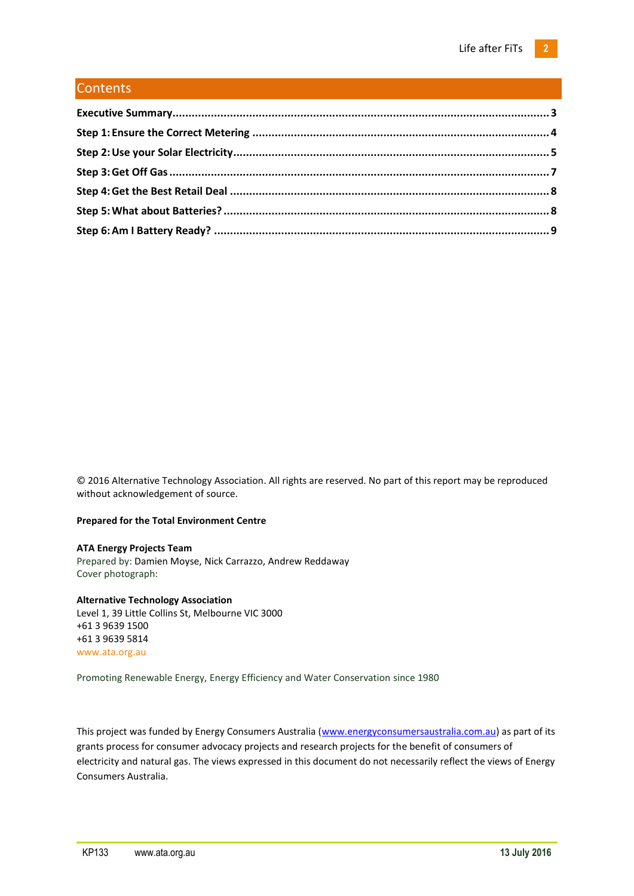## Contents

**Executive Summary** ..... 3

**Step 1: Ensure the Correct Metering** ..... 4

**Step 2: Use your Solar Electricity** ..... 5

**Step 3: Get Off Gas** ..... 7

**Step 4: Get the Best Retail Deal** ..... 8

**Step 5: What about Batteries?** ..... 8

**Step 6: Am I Battery Ready?** ..... 9

© 2016 Alternative Technology Association. All rights are reserved. No part of this report may be reproduced without acknowledgement of source.

**Prepared for the Total Environment Centre**

**ATA Energy Projects Team**
Prepared by: Damien Moyse, Nick Carrazzo, Andrew Reddaway
Cover photograph:

**Alternative Technology Association**
Level 1, 39 Little Collins St, Melbourne VIC 3000
+61 3 9639 1500
+61 3 9639 5814
www.ata.org.au

Promoting Renewable Energy, Energy Efficiency and Water Conservation since 1980

This project was funded by Energy Consumers Australia (www.energyconsumersaustralia.com.au) as part of its grants process for consumer advocacy projects and research projects for the benefit of consumers of electricity and natural gas. The views expressed in this document do not necessarily reflect the views of Energy Consumers Australia.

KP133 www.ata.org.au **13 July 2016**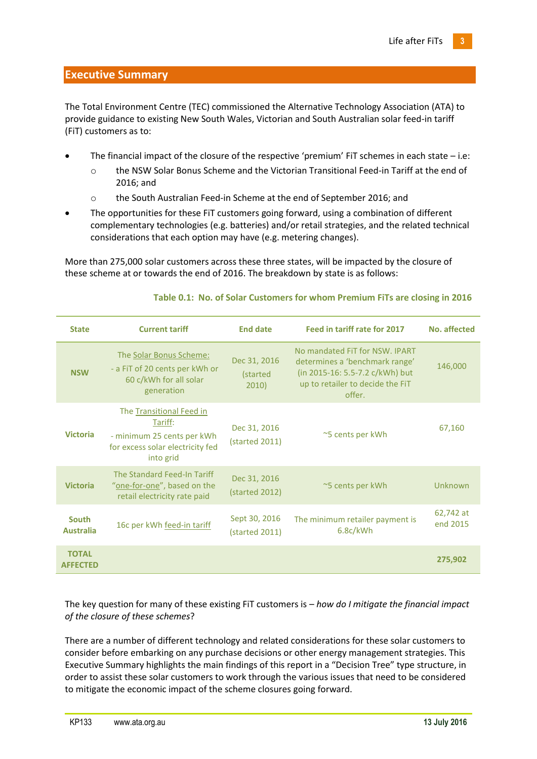## Executive Summary

The Total Environment Centre (TEC) commissioned the Alternative Technology Association (ATA) to provide guidance to existing New South Wales, Victorian and South Australian solar feed-in tariff (FiT) customers as to:

- The financial impact of the closure of the respective 'premium' FiT schemes in each state – i.e:
  - the NSW Solar Bonus Scheme and the Victorian Transitional Feed-in Tariff at the end of 2016; and
  - the South Australian Feed-in Scheme at the end of September 2016; and
- The opportunities for these FiT customers going forward, using a combination of different complementary technologies (e.g. batteries) and/or retail strategies, and the related technical considerations that each option may have (e.g. metering changes).

More than 275,000 solar customers across these three states, will be impacted by the closure of these scheme at or towards the end of 2016. The breakdown by state is as follows:

**Table 0.1: No. of Solar Customers for whom Premium FiTs are closing in 2016**

| State | Current tariff | End date | Feed in tariff rate for 2017 | No. affected |
|---|---|---|---|---|
| **NSW** | The Solar Bonus Scheme: - a FiT of 20 cents per kWh or 60 c/kWh for all solar generation | Dec 31, 2016 (started 2010) | No mandated FiT for NSW. IPART determines a 'benchmark range' (in 2015-16: 5.5-7.2 c/kWh) but up to retailer to decide the FiT offer. | 146,000 |
| **Victoria** | The Transitional Feed in Tariff: - minimum 25 cents per kWh for excess solar electricity fed into grid | Dec 31, 2016 (started 2011) | ~5 cents per kWh | 67,160 |
| **Victoria** | The Standard Feed-In Tariff "one-for-one", based on the retail electricity rate paid | Dec 31, 2016 (started 2012) | ~5 cents per kWh | Unknown |
| **South Australia** | 16c per kWh feed-in tariff | Sept 30, 2016 (started 2011) | The minimum retailer payment is 6.8c/kWh | 62,742 at end 2015 |
| **TOTAL AFFECTED** | | | | **275,902** |

The key question for many of these existing FiT customers is – *how do I mitigate the financial impact of the closure of these schemes*?

There are a number of different technology and related considerations for these solar customers to consider before embarking on any purchase decisions or other energy management strategies. This Executive Summary highlights the main findings of this report in a "Decision Tree" type structure, in order to assist these solar customers to work through the various issues that need to be considered to mitigate the economic impact of the scheme closures going forward.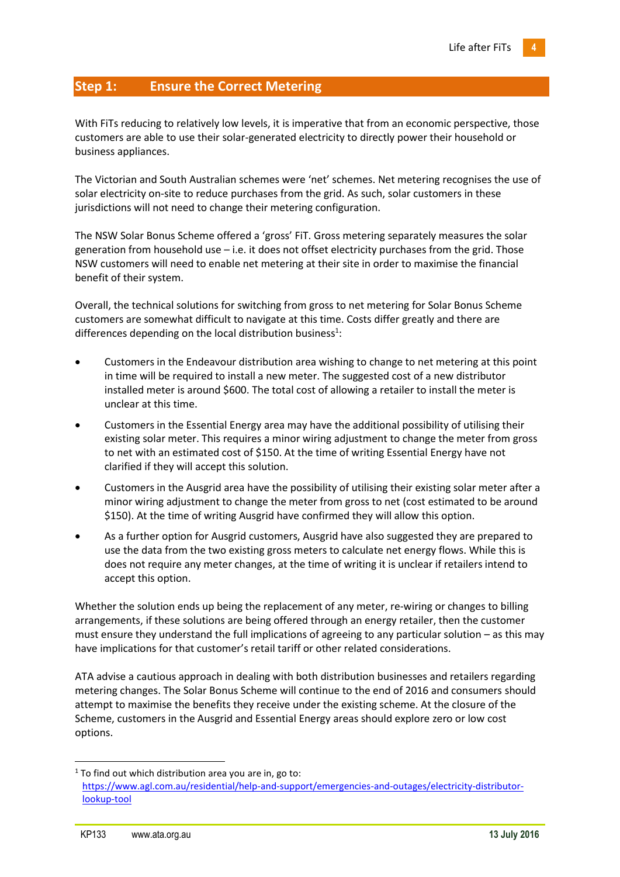## Step 1: Ensure the Correct Metering

With FiTs reducing to relatively low levels, it is imperative that from an economic perspective, those customers are able to use their solar-generated electricity to directly power their household or business appliances.

The Victorian and South Australian schemes were 'net' schemes. Net metering recognises the use of solar electricity on-site to reduce purchases from the grid. As such, solar customers in these jurisdictions will not need to change their metering configuration.

The NSW Solar Bonus Scheme offered a 'gross' FiT. Gross metering separately measures the solar generation from household use – i.e. it does not offset electricity purchases from the grid. Those NSW customers will need to enable net metering at their site in order to maximise the financial benefit of their system.

Overall, the technical solutions for switching from gross to net metering for Solar Bonus Scheme customers are somewhat difficult to navigate at this time. Costs differ greatly and there are differences depending on the local distribution business[1]:

- Customers in the Endeavour distribution area wishing to change to net metering at this point in time will be required to install a new meter. The suggested cost of a new distributor installed meter is around $600. The total cost of allowing a retailer to install the meter is unclear at this time.
- Customers in the Essential Energy area may have the additional possibility of utilising their existing solar meter. This requires a minor wiring adjustment to change the meter from gross to net with an estimated cost of $150. At the time of writing Essential Energy have not clarified if they will accept this solution.
- Customers in the Ausgrid area have the possibility of utilising their existing solar meter after a minor wiring adjustment to change the meter from gross to net (cost estimated to be around $150). At the time of writing Ausgrid have confirmed they will allow this option.
- As a further option for Ausgrid customers, Ausgrid have also suggested they are prepared to use the data from the two existing gross meters to calculate net energy flows. While this is does not require any meter changes, at the time of writing it is unclear if retailers intend to accept this option.

Whether the solution ends up being the replacement of any meter, re-wiring or changes to billing arrangements, if these solutions are being offered through an energy retailer, then the customer must ensure they understand the full implications of agreeing to any particular solution – as this may have implications for that customer's retail tariff or other related considerations.

ATA advise a cautious approach in dealing with both distribution businesses and retailers regarding metering changes. The Solar Bonus Scheme will continue to the end of 2016 and consumers should attempt to maximise the benefits they receive under the existing scheme. At the closure of the Scheme, customers in the Ausgrid and Essential Energy areas should explore zero or low cost options.

---

[1] To find out which distribution area you are in, go to: https://www.agl.com.au/residential/help-and-support/emergencies-and-outages/electricity-distributor-lookup-tool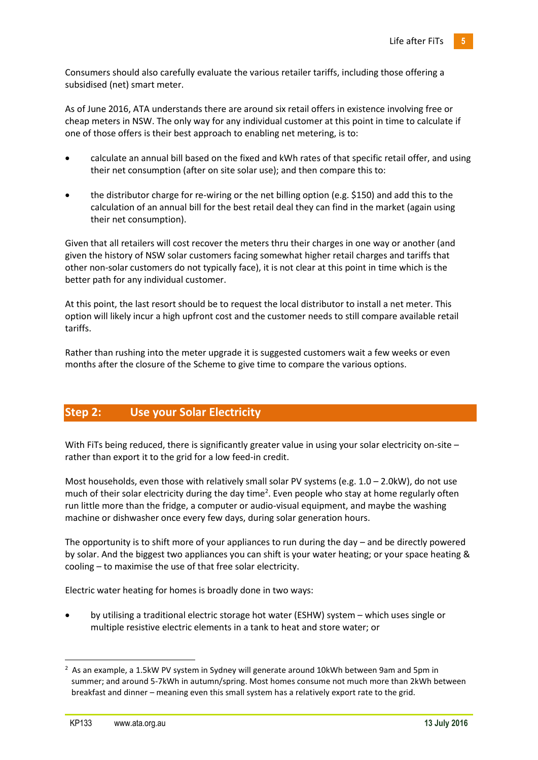Consumers should also carefully evaluate the various retailer tariffs, including those offering a subsidised (net) smart meter.

As of June 2016, ATA understands there are around six retail offers in existence involving free or cheap meters in NSW. The only way for any individual customer at this point in time to calculate if one of those offers is their best approach to enabling net metering, is to:

- calculate an annual bill based on the fixed and kWh rates of that specific retail offer, and using their net consumption (after on site solar use); and then compare this to:
- the distributor charge for re-wiring or the net billing option (e.g. $150) and add this to the calculation of an annual bill for the best retail deal they can find in the market (again using their net consumption).

Given that all retailers will cost recover the meters thru their charges in one way or another (and given the history of NSW solar customers facing somewhat higher retail charges and tariffs that other non-solar customers do not typically face), it is not clear at this point in time which is the better path for any individual customer.

At this point, the last resort should be to request the local distributor to install a net meter. This option will likely incur a high upfront cost and the customer needs to still compare available retail tariffs.

Rather than rushing into the meter upgrade it is suggested customers wait a few weeks or even months after the closure of the Scheme to give time to compare the various options.

## Step 2: Use your Solar Electricity

With FiTs being reduced, there is significantly greater value in using your solar electricity on-site – rather than export it to the grid for a low feed-in credit.

Most households, even those with relatively small solar PV systems (e.g. 1.0 – 2.0kW), do not use much of their solar electricity during the day time[2]. Even people who stay at home regularly often run little more than the fridge, a computer or audio-visual equipment, and maybe the washing machine or dishwasher once every few days, during solar generation hours.

The opportunity is to shift more of your appliances to run during the day – and be directly powered by solar. And the biggest two appliances you can shift is your water heating; or your space heating & cooling – to maximise the use of that free solar electricity.

Electric water heating for homes is broadly done in two ways:

- by utilising a traditional electric storage hot water (ESHW) system – which uses single or multiple resistive electric elements in a tank to heat and store water; or

---

[2] As an example, a 1.5kW PV system in Sydney will generate around 10kWh between 9am and 5pm in summer; and around 5-7kWh in autumn/spring. Most homes consume not much more than 2kWh between breakfast and dinner – meaning even this small system has a relatively export rate to the grid.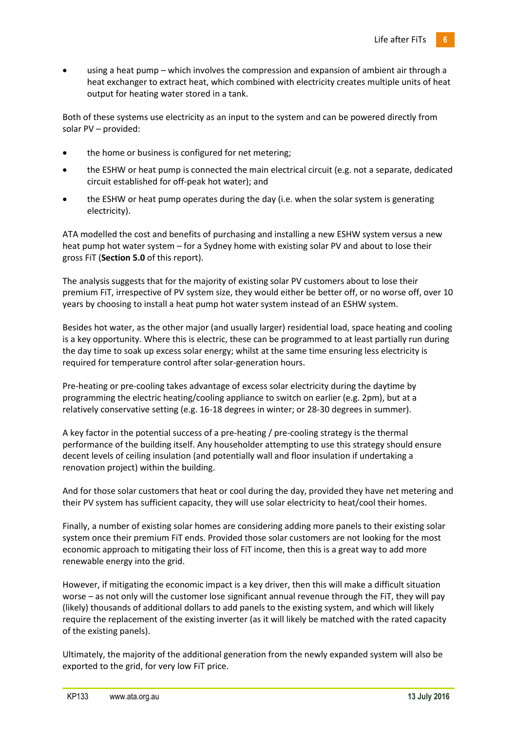- using a heat pump – which involves the compression and expansion of ambient air through a heat exchanger to extract heat, which combined with electricity creates multiple units of heat output for heating water stored in a tank.

Both of these systems use electricity as an input to the system and can be powered directly from solar PV – provided:

- the home or business is configured for net metering;
- the ESHW or heat pump is connected the main electrical circuit (e.g. not a separate, dedicated circuit established for off-peak hot water); and
- the ESHW or heat pump operates during the day (i.e. when the solar system is generating electricity).

ATA modelled the cost and benefits of purchasing and installing a new ESHW system versus a new heat pump hot water system – for a Sydney home with existing solar PV and about to lose their gross FiT (**Section 5.0** of this report).

The analysis suggests that for the majority of existing solar PV customers about to lose their premium FiT, irrespective of PV system size, they would either be better off, or no worse off, over 10 years by choosing to install a heat pump hot water system instead of an ESHW system.

Besides hot water, as the other major (and usually larger) residential load, space heating and cooling is a key opportunity. Where this is electric, these can be programmed to at least partially run during the day time to soak up excess solar energy; whilst at the same time ensuring less electricity is required for temperature control after solar-generation hours.

Pre-heating or pre-cooling takes advantage of excess solar electricity during the daytime by programming the electric heating/cooling appliance to switch on earlier (e.g. 2pm), but at a relatively conservative setting (e.g. 16-18 degrees in winter; or 28-30 degrees in summer).

A key factor in the potential success of a pre-heating / pre-cooling strategy is the thermal performance of the building itself. Any householder attempting to use this strategy should ensure decent levels of ceiling insulation (and potentially wall and floor insulation if undertaking a renovation project) within the building.

And for those solar customers that heat or cool during the day, provided they have net metering and their PV system has sufficient capacity, they will use solar electricity to heat/cool their homes.

Finally, a number of existing solar homes are considering adding more panels to their existing solar system once their premium FiT ends. Provided those solar customers are not looking for the most economic approach to mitigating their loss of FiT income, then this is a great way to add more renewable energy into the grid.

However, if mitigating the economic impact is a key driver, then this will make a difficult situation worse – as not only will the customer lose significant annual revenue through the FiT, they will pay (likely) thousands of additional dollars to add panels to the existing system, and which will likely require the replacement of the existing inverter (as it will likely be matched with the rated capacity of the existing panels).

Ultimately, the majority of the additional generation from the newly expanded system will also be exported to the grid, for very low FiT price.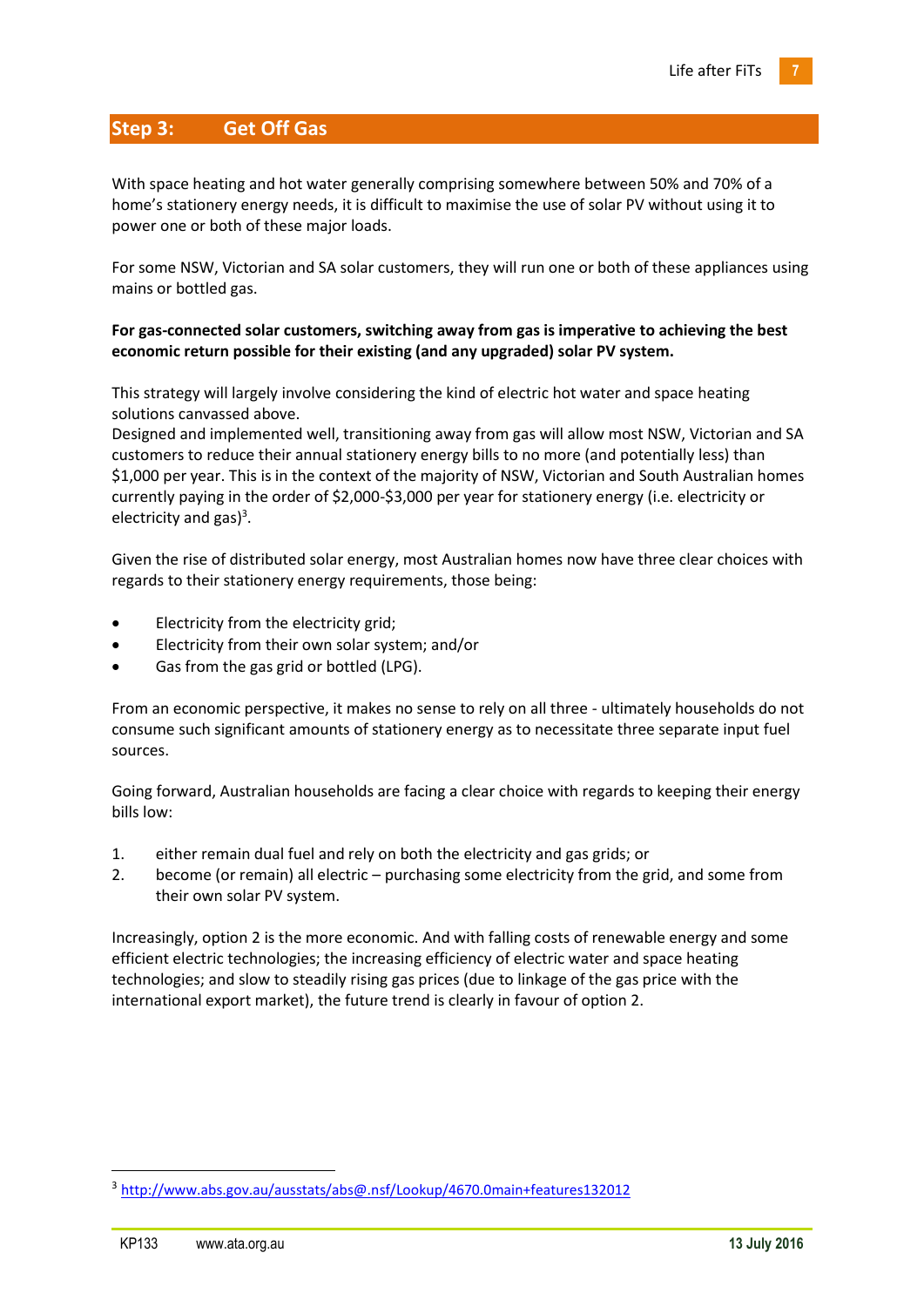## Step 3: Get Off Gas

With space heating and hot water generally comprising somewhere between 50% and 70% of a home's stationery energy needs, it is difficult to maximise the use of solar PV without using it to power one or both of these major loads.

For some NSW, Victorian and SA solar customers, they will run one or both of these appliances using mains or bottled gas.

**For gas-connected solar customers, switching away from gas is imperative to achieving the best economic return possible for their existing (and any upgraded) solar PV system.**

This strategy will largely involve considering the kind of electric hot water and space heating solutions canvassed above.
Designed and implemented well, transitioning away from gas will allow most NSW, Victorian and SA customers to reduce their annual stationery energy bills to no more (and potentially less) than $1,000 per year. This is in the context of the majority of NSW, Victorian and South Australian homes currently paying in the order of $2,000-$3,000 per year for stationery energy (i.e. electricity or electricity and gas)[3].

Given the rise of distributed solar energy, most Australian homes now have three clear choices with regards to their stationery energy requirements, those being:

- Electricity from the electricity grid;
- Electricity from their own solar system; and/or
- Gas from the gas grid or bottled (LPG).

From an economic perspective, it makes no sense to rely on all three - ultimately households do not consume such significant amounts of stationery energy as to necessitate three separate input fuel sources.

Going forward, Australian households are facing a clear choice with regards to keeping their energy bills low:

1. either remain dual fuel and rely on both the electricity and gas grids; or
2. become (or remain) all electric – purchasing some electricity from the grid, and some from their own solar PV system.

Increasingly, option 2 is the more economic. And with falling costs of renewable energy and some efficient electric technologies; the increasing efficiency of electric water and space heating technologies; and slow to steadily rising gas prices (due to linkage of the gas price with the international export market), the future trend is clearly in favour of option 2.

---

[3] http://www.abs.gov.au/ausstats/abs@.nsf/Lookup/4670.0main+features132012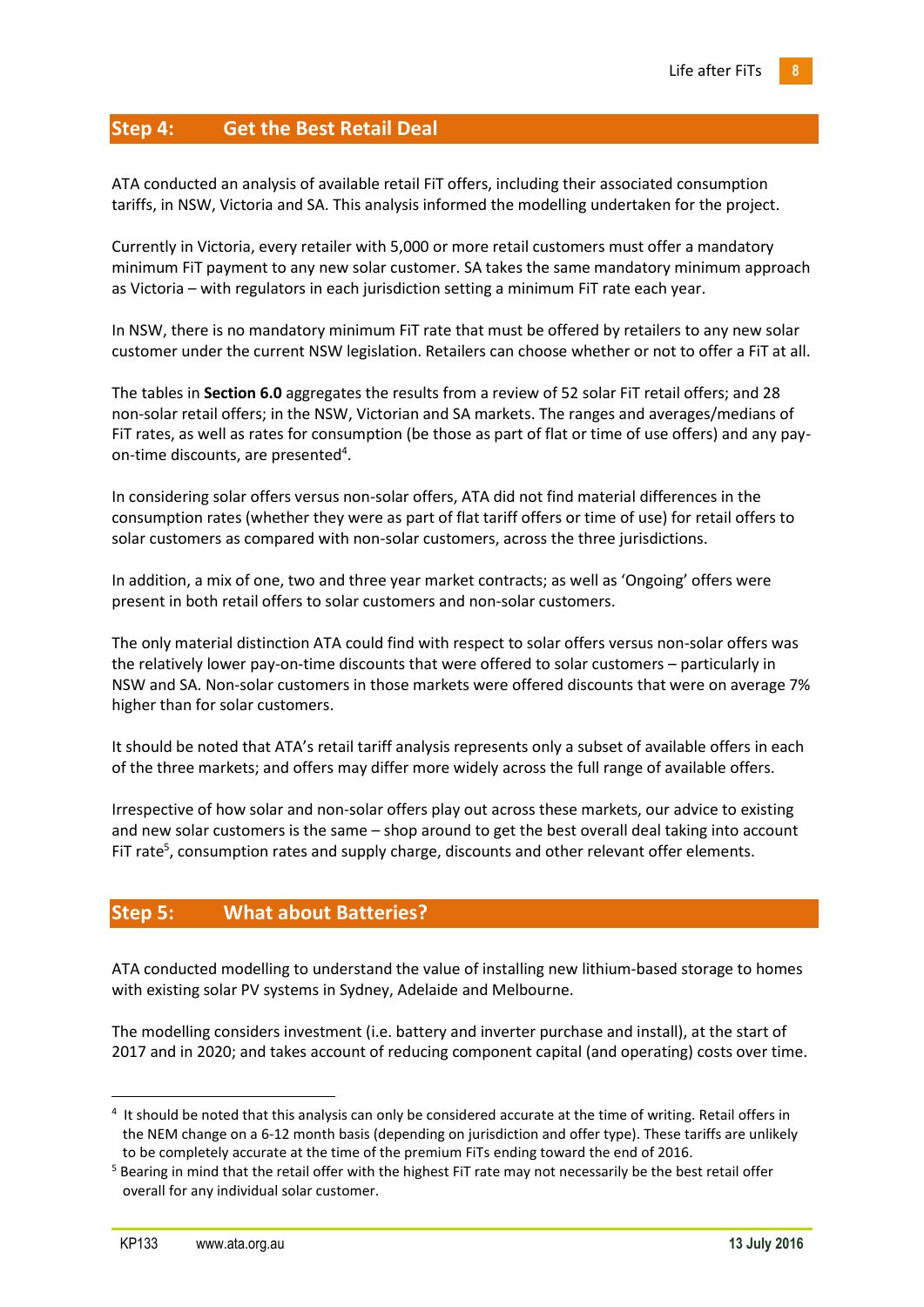## Step 4: Get the Best Retail Deal

ATA conducted an analysis of available retail FiT offers, including their associated consumption tariffs, in NSW, Victoria and SA. This analysis informed the modelling undertaken for the project.

Currently in Victoria, every retailer with 5,000 or more retail customers must offer a mandatory minimum FiT payment to any new solar customer. SA takes the same mandatory minimum approach as Victoria – with regulators in each jurisdiction setting a minimum FiT rate each year.

In NSW, there is no mandatory minimum FiT rate that must be offered by retailers to any new solar customer under the current NSW legislation. Retailers can choose whether or not to offer a FiT at all.

The tables in **Section 6.0** aggregates the results from a review of 52 solar FiT retail offers; and 28 non-solar retail offers; in the NSW, Victorian and SA markets. The ranges and averages/medians of FiT rates, as well as rates for consumption (be those as part of flat or time of use offers) and any pay-on-time discounts, are presented[4].

In considering solar offers versus non-solar offers, ATA did not find material differences in the consumption rates (whether they were as part of flat tariff offers or time of use) for retail offers to solar customers as compared with non-solar customers, across the three jurisdictions.

In addition, a mix of one, two and three year market contracts; as well as 'Ongoing' offers were present in both retail offers to solar customers and non-solar customers.

The only material distinction ATA could find with respect to solar offers versus non-solar offers was the relatively lower pay-on-time discounts that were offered to solar customers – particularly in NSW and SA. Non-solar customers in those markets were offered discounts that were on average 7% higher than for solar customers.

It should be noted that ATA's retail tariff analysis represents only a subset of available offers in each of the three markets; and offers may differ more widely across the full range of available offers.

Irrespective of how solar and non-solar offers play out across these markets, our advice to existing and new solar customers is the same – shop around to get the best overall deal taking into account FiT rate[5], consumption rates and supply charge, discounts and other relevant offer elements.

## Step 5: What about Batteries?

ATA conducted modelling to understand the value of installing new lithium-based storage to homes with existing solar PV systems in Sydney, Adelaide and Melbourne.

The modelling considers investment (i.e. battery and inverter purchase and install), at the start of 2017 and in 2020; and takes account of reducing component capital (and operating) costs over time.

---

[4] It should be noted that this analysis can only be considered accurate at the time of writing. Retail offers in the NEM change on a 6-12 month basis (depending on jurisdiction and offer type). These tariffs are unlikely to be completely accurate at the time of the premium FiTs ending toward the end of 2016.

[5] Bearing in mind that the retail offer with the highest FiT rate may not necessarily be the best retail offer overall for any individual solar customer.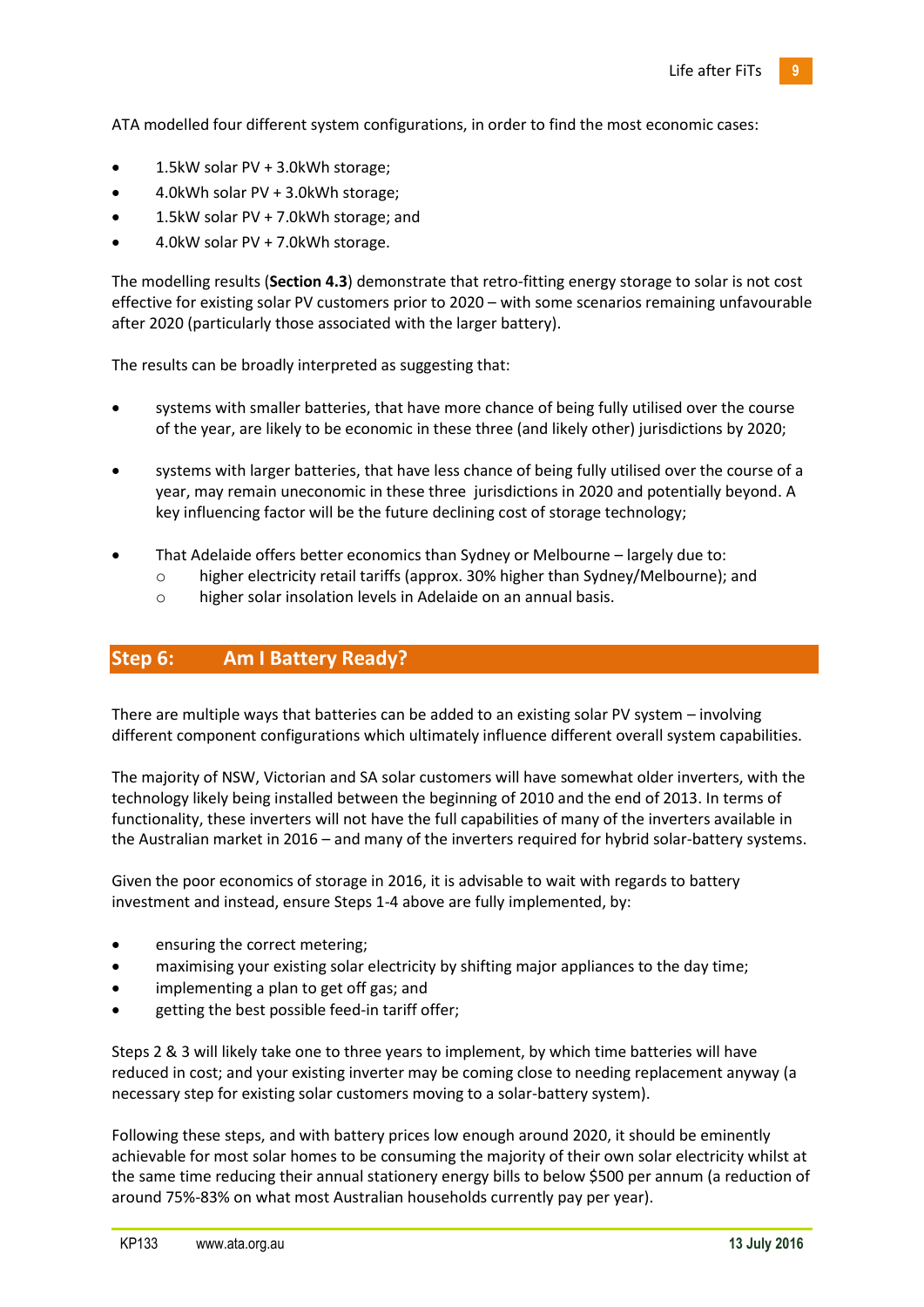ATA modelled four different system configurations, in order to find the most economic cases:

- 1.5kW solar PV + 3.0kWh storage;
- 4.0kWh solar PV + 3.0kWh storage;
- 1.5kW solar PV + 7.0kWh storage; and
- 4.0kW solar PV + 7.0kWh storage.

The modelling results (**Section 4.3**) demonstrate that retro-fitting energy storage to solar is not cost effective for existing solar PV customers prior to 2020 – with some scenarios remaining unfavourable after 2020 (particularly those associated with the larger battery).

The results can be broadly interpreted as suggesting that:

- systems with smaller batteries, that have more chance of being fully utilised over the course of the year, are likely to be economic in these three (and likely other) jurisdictions by 2020;
- systems with larger batteries, that have less chance of being fully utilised over the course of a year, may remain uneconomic in these three jurisdictions in 2020 and potentially beyond. A key influencing factor will be the future declining cost of storage technology;
- That Adelaide offers better economics than Sydney or Melbourne – largely due to:
  - higher electricity retail tariffs (approx. 30% higher than Sydney/Melbourne); and
  - higher solar insolation levels in Adelaide on an annual basis.

## Step 6: Am I Battery Ready?

There are multiple ways that batteries can be added to an existing solar PV system – involving different component configurations which ultimately influence different overall system capabilities.

The majority of NSW, Victorian and SA solar customers will have somewhat older inverters, with the technology likely being installed between the beginning of 2010 and the end of 2013. In terms of functionality, these inverters will not have the full capabilities of many of the inverters available in the Australian market in 2016 – and many of the inverters required for hybrid solar-battery systems.

Given the poor economics of storage in 2016, it is advisable to wait with regards to battery investment and instead, ensure Steps 1-4 above are fully implemented, by:

- ensuring the correct metering;
- maximising your existing solar electricity by shifting major appliances to the day time;
- implementing a plan to get off gas; and
- getting the best possible feed-in tariff offer;

Steps 2 & 3 will likely take one to three years to implement, by which time batteries will have reduced in cost; and your existing inverter may be coming close to needing replacement anyway (a necessary step for existing solar customers moving to a solar-battery system).

Following these steps, and with battery prices low enough around 2020, it should be eminently achievable for most solar homes to be consuming the majority of their own solar electricity whilst at the same time reducing their annual stationery energy bills to below $500 per annum (a reduction of around 75%-83% on what most Australian households currently pay per year).